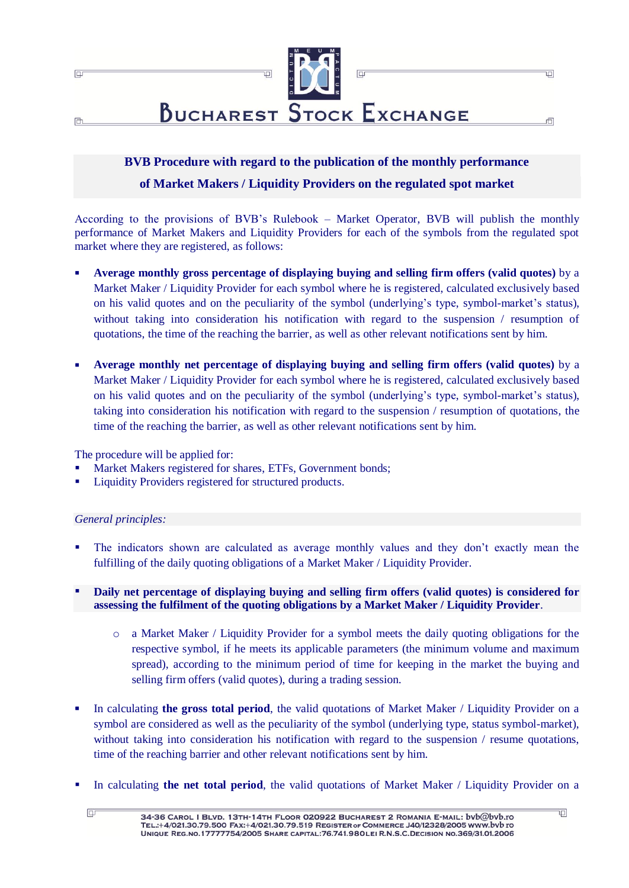## BVB Procedure with regard to the publication of the monthly performance of Market Makers / Liquidity Providers on the regulated spot market

According to the provisions of BVB's Rulebook – Market Operator, BVB will publish the monthly performance of Market Makers and Liquidity Providers for each of the symbols from the regulated spot market where they are registered, as follows:

- **Average monthly gross percentage of displaying buying and selling firm offers (valid quotes)** by a Market Maker / Liquidity Provider for each symbol where he is registered, calculated exclusively based on his valid quotes and on the peculiarity of the symbol (underlying's type, symbol-market's status), without taking into consideration his notification with regard to the suspension / resumption of quotations, the time of the reaching the barrier, as well as other relevant notifications sent by him.

- **Average monthly net percentage of displaying buying and selling firm offers (valid quotes)** by a Market Maker / Liquidity Provider for each symbol where he is registered, calculated exclusively based on his valid quotes and on the peculiarity of the symbol (underlying's type, symbol-market's status), taking into consideration his notification with regard to the suspension / resumption of quotations, the time of the reaching the barrier, as well as other relevant notifications sent by him.

The procedure will be applied for:

- Market Makers registered for shares, ETFs, Government bonds;
- Liquidity Providers registered for structured products.

*General principles:*

- The indicators shown are calculated as average monthly values and they don't exactly mean the fulfilling of the daily quoting obligations of a Market Maker / Liquidity Provider.

- **Daily net percentage of displaying buying and selling firm offers (valid quotes) is considered for assessing the fulfilment of the quoting obligations by a Market Maker / Liquidity Provider**.

    - a Market Maker / Liquidity Provider for a symbol meets the daily quoting obligations for the respective symbol, if he meets its applicable parameters (the minimum volume and maximum spread), according to the minimum period of time for keeping in the market the buying and selling firm offers (valid quotes), during a trading session.

- In calculating **the gross total period**, the valid quotations of Market Maker / Liquidity Provider on a symbol are considered as well as the peculiarity of the symbol (underlying type, status symbol-market), without taking into consideration his notification with regard to the suspension / resume quotations, time of the reaching barrier and other relevant notifications sent by him.

- In calculating **the net total period**, the valid quotations of Market Maker / Liquidity Provider on a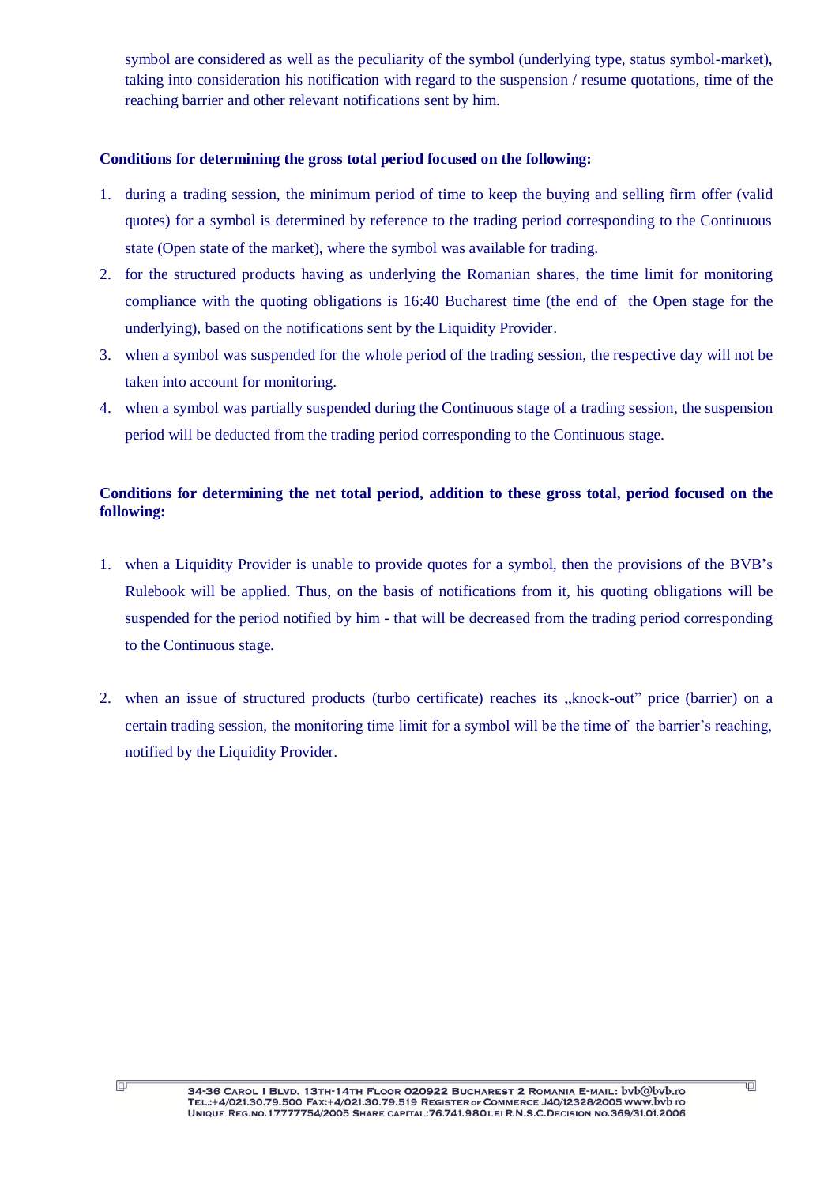symbol are considered as well as the peculiarity of the symbol (underlying type, status symbol-market), taking into consideration his notification with regard to the suspension / resume quotations, time of the reaching barrier and other relevant notifications sent by him.

**Conditions for determining the gross total period focused on the following:**

1. during a trading session, the minimum period of time to keep the buying and selling firm offer (valid quotes) for a symbol is determined by reference to the trading period corresponding to the Continuous state (Open state of the market), where the symbol was available for trading.
2. for the structured products having as underlying the Romanian shares, the time limit for monitoring compliance with the quoting obligations is 16:40 Bucharest time (the end of the Open stage for the underlying), based on the notifications sent by the Liquidity Provider.
3. when a symbol was suspended for the whole period of the trading session, the respective day will not be taken into account for monitoring.
4. when a symbol was partially suspended during the Continuous stage of a trading session, the suspension period will be deducted from the trading period corresponding to the Continuous stage.

**Conditions for determining the net total period, addition to these gross total, period focused on the following:**

1. when a Liquidity Provider is unable to provide quotes for a symbol, then the provisions of the BVB's Rulebook will be applied. Thus, on the basis of notifications from it, his quoting obligations will be suspended for the period notified by him - that will be decreased from the trading period corresponding to the Continuous stage.

2. when an issue of structured products (turbo certificate) reaches its „knock-out" price (barrier) on a certain trading session, the monitoring time limit for a symbol will be the time of the barrier's reaching, notified by the Liquidity Provider.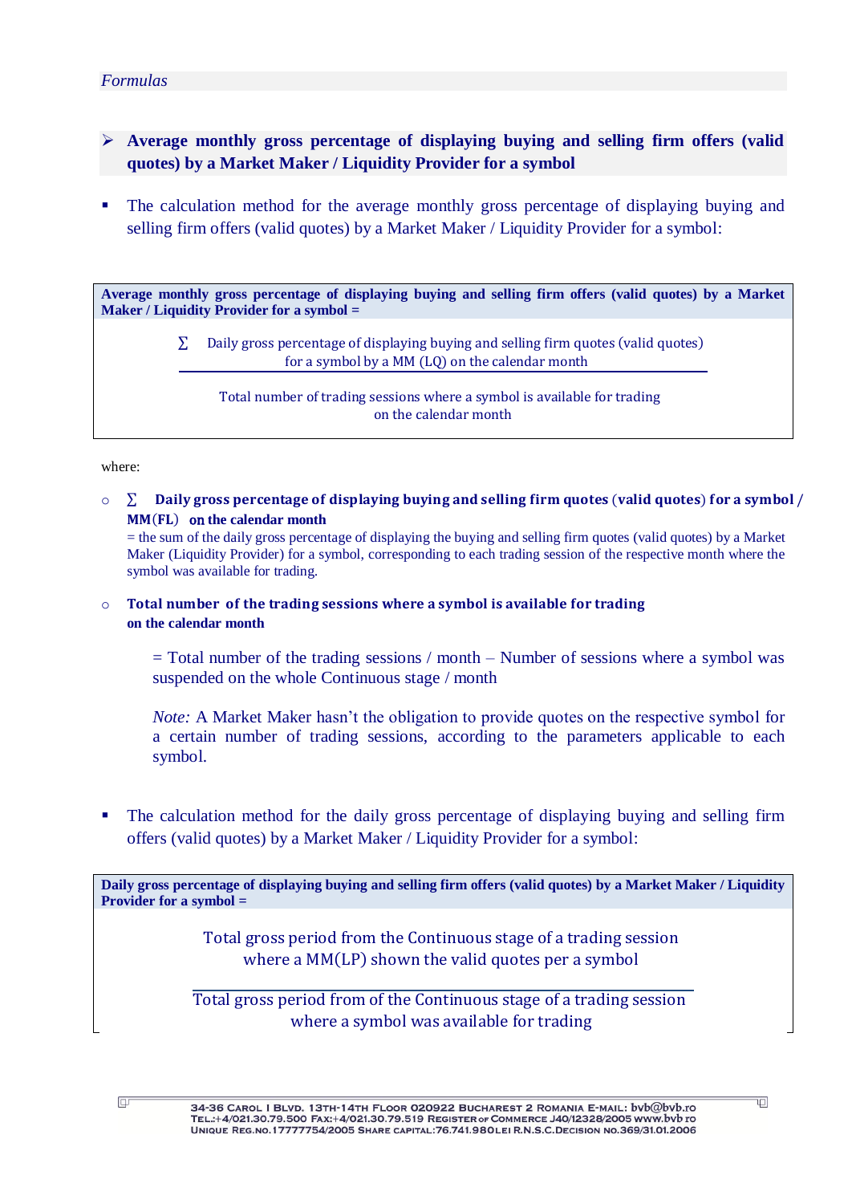*Formulas*

- **Average monthly gross percentage of displaying buying and selling firm offers (valid quotes) by a Market Maker / Liquidity Provider for a symbol**

- The calculation method for the average monthly gross percentage of displaying buying and selling firm offers (valid quotes) by a Market Maker / Liquidity Provider for a symbol:

**Average monthly gross percentage of displaying buying and selling firm offers (valid quotes) by a Market Maker / Liquidity Provider for a symbol =**

$$\frac{\sum \text{ Daily gross percentage of displaying buying and selling firm quotes (valid quotes) for a symbol by a MM (LQ) on the calendar month}}{\text{Total number of trading sessions where a symbol is available for trading on the calendar month}}$$

where:

- **∑ Daily gross percentage of displaying buying and selling firm quotes (valid quotes) for a symbol / MM(FL) on the calendar month**
  = the sum of the daily gross percentage of displaying the buying and selling firm quotes (valid quotes) by a Market Maker (Liquidity Provider) for a symbol, corresponding to each trading session of the respective month where the symbol was available for trading.

- **Total number of the trading sessions where a symbol is available for trading on the calendar month**

  = Total number of the trading sessions / month – Number of sessions where a symbol was suspended on the whole Continuous stage / month

  *Note:* A Market Maker hasn't the obligation to provide quotes on the respective symbol for a certain number of trading sessions, according to the parameters applicable to each symbol.

- The calculation method for the daily gross percentage of displaying buying and selling firm offers (valid quotes) by a Market Maker / Liquidity Provider for a symbol:

**Daily gross percentage of displaying buying and selling firm offers (valid quotes) by a Market Maker / Liquidity Provider for a symbol =**

$$\frac{\text{Total gross period from the Continuous stage of a trading session where a MM(LP) shown the valid quotes per a symbol}}{\text{Total gross period from of the Continuous stage of a trading session where a symbol was available for trading}}$$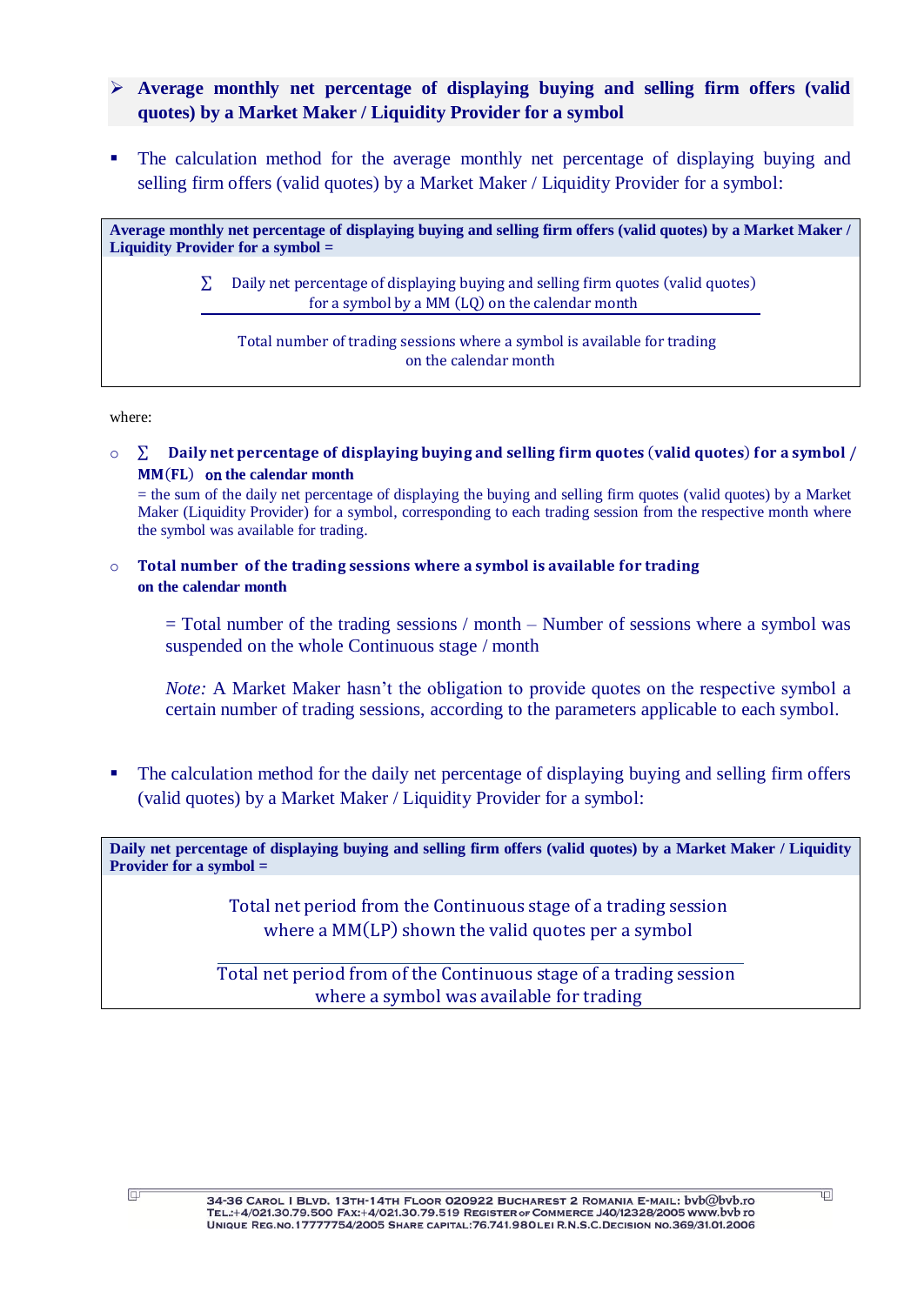## ➢ Average monthly net percentage of displaying buying and selling firm offers (valid quotes) by a Market Maker / Liquidity Provider for a symbol

- The calculation method for the average monthly net percentage of displaying buying and selling firm offers (valid quotes) by a Market Maker / Liquidity Provider for a symbol:

**Average monthly net percentage of displaying buying and selling firm offers (valid quotes) by a Market Maker / Liquidity Provider for a symbol =**

$$\frac{\sum \text{ Daily net percentage of displaying buying and selling firm quotes (valid quotes) for a symbol by a MM (LQ) on the calendar month}}{\text{Total number of trading sessions where a symbol is available for trading on the calendar month}}$$

where:

- ∑ **Daily net percentage of displaying buying and selling firm quotes (valid quotes) for a symbol / MM(FL) on the calendar month**
  = the sum of the daily net percentage of displaying the buying and selling firm quotes (valid quotes) by a Market Maker (Liquidity Provider) for a symbol, corresponding to each trading session from the respective month where the symbol was available for trading.

- **Total number of the trading sessions where a symbol is available for trading on the calendar month**

  = Total number of the trading sessions / month – Number of sessions where a symbol was suspended on the whole Continuous stage / month

  *Note:* A Market Maker hasn't the obligation to provide quotes on the respective symbol a certain number of trading sessions, according to the parameters applicable to each symbol.

- The calculation method for the daily net percentage of displaying buying and selling firm offers (valid quotes) by a Market Maker / Liquidity Provider for a symbol:

**Daily net percentage of displaying buying and selling firm offers (valid quotes) by a Market Maker / Liquidity Provider for a symbol =**

$$\frac{\text{Total net period from the Continuous stage of a trading session where a MM(LP) shown the valid quotes per a symbol}}{\text{Total net period from of the Continuous stage of a trading session where a symbol was available for trading}}$$